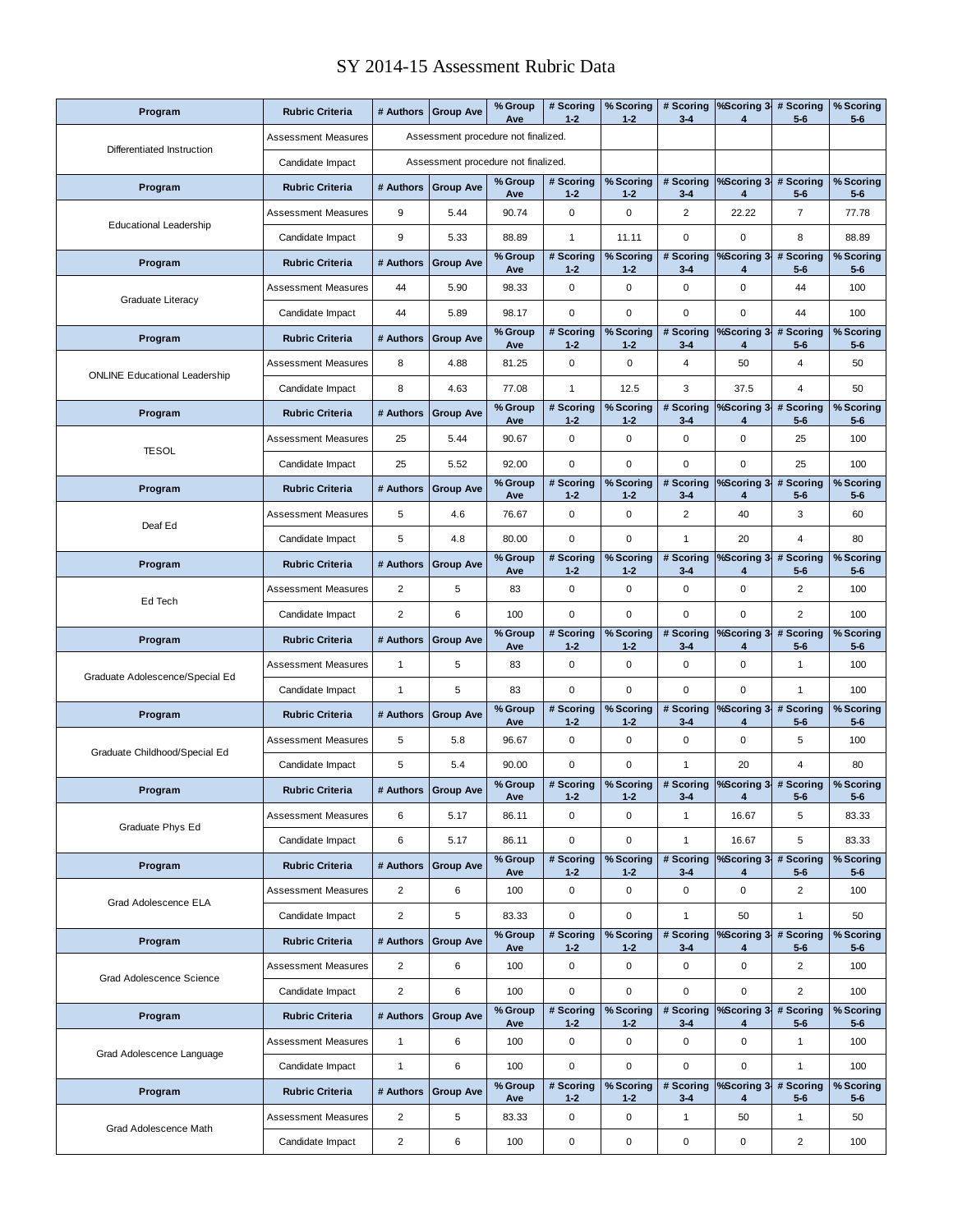# SY 2014-15 Assessment Rubric Data

| Program | Rubric Criteria | # Authors | Group Ave | % Group Ave | # Scoring 1-2 | % Scoring 1-2 | # Scoring 3-4 | %Scoring 3-4 | # Scoring 5-6 | % Scoring 5-6 |
|---|---|---|---|---|---|---|---|---|---|---|
| Differentiated Instruction | Assessment Measures | Assessment procedure not finalized. | | | | | | | | |
| | Candidate Impact | Assessment procedure not finalized. | | | | | | | | |
| **Program** | **Rubric Criteria** | **# Authors** | **Group Ave** | **% Group Ave** | **# Scoring 1-2** | **% Scoring 1-2** | **# Scoring 3-4** | **%Scoring 3-4** | **# Scoring 5-6** | **% Scoring 5-6** |
| Educational Leadership | Assessment Measures | 9 | 5.44 | 90.74 | 0 | 0 | 2 | 22.22 | 7 | 77.78 |
| | Candidate Impact | 9 | 5.33 | 88.89 | 1 | 11.11 | 0 | 0 | 8 | 88.89 |
| **Program** | **Rubric Criteria** | **# Authors** | **Group Ave** | **% Group Ave** | **# Scoring 1-2** | **% Scoring 1-2** | **# Scoring 3-4** | **%Scoring 3-4** | **# Scoring 5-6** | **% Scoring 5-6** |
| Graduate Literacy | Assessment Measures | 44 | 5.90 | 98.33 | 0 | 0 | 0 | 0 | 44 | 100 |
| | Candidate Impact | 44 | 5.89 | 98.17 | 0 | 0 | 0 | 0 | 44 | 100 |
| **Program** | **Rubric Criteria** | **# Authors** | **Group Ave** | **% Group Ave** | **# Scoring 1-2** | **% Scoring 1-2** | **# Scoring 3-4** | **%Scoring 3-4** | **# Scoring 5-6** | **% Scoring 5-6** |
| ONLINE Educational Leadership | Assessment Measures | 8 | 4.88 | 81.25 | 0 | 0 | 4 | 50 | 4 | 50 |
| | Candidate Impact | 8 | 4.63 | 77.08 | 1 | 12.5 | 3 | 37.5 | 4 | 50 |
| **Program** | **Rubric Criteria** | **# Authors** | **Group Ave** | **% Group Ave** | **# Scoring 1-2** | **% Scoring 1-2** | **# Scoring 3-4** | **%Scoring 3-4** | **# Scoring 5-6** | **% Scoring 5-6** |
| TESOL | Assessment Measures | 25 | 5.44 | 90.67 | 0 | 0 | 0 | 0 | 25 | 100 |
| | Candidate Impact | 25 | 5.52 | 92.00 | 0 | 0 | 0 | 0 | 25 | 100 |
| **Program** | **Rubric Criteria** | **# Authors** | **Group Ave** | **% Group Ave** | **# Scoring 1-2** | **% Scoring 1-2** | **# Scoring 3-4** | **%Scoring 3-4** | **# Scoring 5-6** | **% Scoring 5-6** |
| Deaf Ed | Assessment Measures | 5 | 4.6 | 76.67 | 0 | 0 | 2 | 40 | 3 | 60 |
| | Candidate Impact | 5 | 4.8 | 80.00 | 0 | 0 | 1 | 20 | 4 | 80 |
| **Program** | **Rubric Criteria** | **# Authors** | **Group Ave** | **% Group Ave** | **# Scoring 1-2** | **% Scoring 1-2** | **# Scoring 3-4** | **%Scoring 3-4** | **# Scoring 5-6** | **% Scoring 5-6** |
| Ed Tech | Assessment Measures | 2 | 5 | 83 | 0 | 0 | 0 | 0 | 2 | 100 |
| | Candidate Impact | 2 | 6 | 100 | 0 | 0 | 0 | 0 | 2 | 100 |
| **Program** | **Rubric Criteria** | **# Authors** | **Group Ave** | **% Group Ave** | **# Scoring 1-2** | **% Scoring 1-2** | **# Scoring 3-4** | **%Scoring 3-4** | **# Scoring 5-6** | **% Scoring 5-6** |
| Graduate Adolescence/Special Ed | Assessment Measures | 1 | 5 | 83 | 0 | 0 | 0 | 0 | 1 | 100 |
| | Candidate Impact | 1 | 5 | 83 | 0 | 0 | 0 | 0 | 1 | 100 |
| **Program** | **Rubric Criteria** | **# Authors** | **Group Ave** | **% Group Ave** | **# Scoring 1-2** | **% Scoring 1-2** | **# Scoring 3-4** | **%Scoring 3-4** | **# Scoring 5-6** | **% Scoring 5-6** |
| Graduate Childhood/Special Ed | Assessment Measures | 5 | 5.8 | 96.67 | 0 | 0 | 0 | 0 | 5 | 100 |
| | Candidate Impact | 5 | 5.4 | 90.00 | 0 | 0 | 1 | 20 | 4 | 80 |
| **Program** | **Rubric Criteria** | **# Authors** | **Group Ave** | **% Group Ave** | **# Scoring 1-2** | **% Scoring 1-2** | **# Scoring 3-4** | **%Scoring 3-4** | **# Scoring 5-6** | **% Scoring 5-6** |
| Graduate Phys Ed | Assessment Measures | 6 | 5.17 | 86.11 | 0 | 0 | 1 | 16.67 | 5 | 83.33 |
| | Candidate Impact | 6 | 5.17 | 86.11 | 0 | 0 | 1 | 16.67 | 5 | 83.33 |
| **Program** | **Rubric Criteria** | **# Authors** | **Group Ave** | **% Group Ave** | **# Scoring 1-2** | **% Scoring 1-2** | **# Scoring 3-4** | **%Scoring 3-4** | **# Scoring 5-6** | **% Scoring 5-6** |
| Grad Adolescence ELA | Assessment Measures | 2 | 6 | 100 | 0 | 0 | 0 | 0 | 2 | 100 |
| | Candidate Impact | 2 | 5 | 83.33 | 0 | 0 | 1 | 50 | 1 | 50 |
| **Program** | **Rubric Criteria** | **# Authors** | **Group Ave** | **% Group Ave** | **# Scoring 1-2** | **% Scoring 1-2** | **# Scoring 3-4** | **%Scoring 3-4** | **# Scoring 5-6** | **% Scoring 5-6** |
| Grad Adolescence Science | Assessment Measures | 2 | 6 | 100 | 0 | 0 | 0 | 0 | 2 | 100 |
| | Candidate Impact | 2 | 6 | 100 | 0 | 0 | 0 | 0 | 2 | 100 |
| **Program** | **Rubric Criteria** | **# Authors** | **Group Ave** | **% Group Ave** | **# Scoring 1-2** | **% Scoring 1-2** | **# Scoring 3-4** | **%Scoring 3-4** | **# Scoring 5-6** | **% Scoring 5-6** |
| Grad Adolescence Language | Assessment Measures | 1 | 6 | 100 | 0 | 0 | 0 | 0 | 1 | 100 |
| | Candidate Impact | 1 | 6 | 100 | 0 | 0 | 0 | 0 | 1 | 100 |
| **Program** | **Rubric Criteria** | **# Authors** | **Group Ave** | **% Group Ave** | **# Scoring 1-2** | **% Scoring 1-2** | **# Scoring 3-4** | **%Scoring 3-4** | **# Scoring 5-6** | **% Scoring 5-6** |
| Grad Adolescence Math | Assessment Measures | 2 | 5 | 83.33 | 0 | 0 | 1 | 50 | 1 | 50 |
| | Candidate Impact | 2 | 6 | 100 | 0 | 0 | 0 | 0 | 2 | 100 |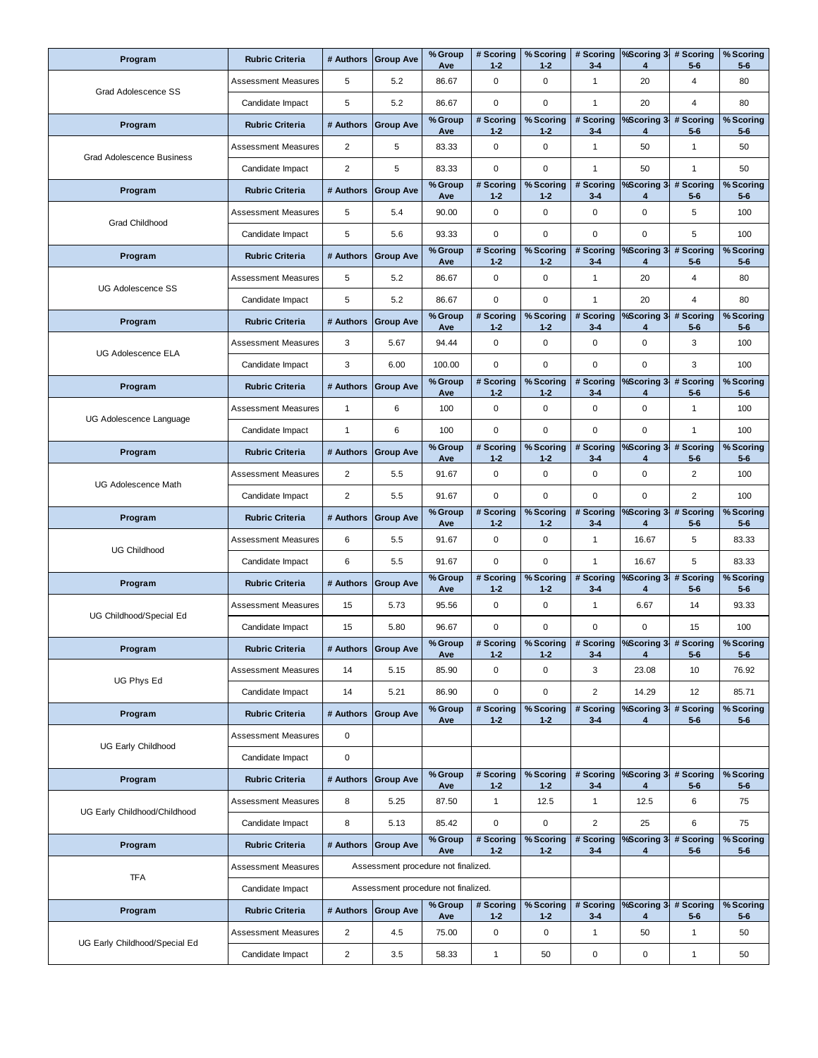| Program | Rubric Criteria | # Authors | Group Ave | % Group Ave | # Scoring 1-2 | % Scoring 1-2 | # Scoring 3-4 | %Scoring 3-4 | # Scoring 5-6 | % Scoring 5-6 |
|---|---|---|---|---|---|---|---|---|---|---|
| Grad Adolescence SS | Assessment Measures | 5 | 5.2 | 86.67 | 0 | 0 | 1 | 20 | 4 | 80 |
| | Candidate Impact | 5 | 5.2 | 86.67 | 0 | 0 | 1 | 20 | 4 | 80 |
| **Program** | **Rubric Criteria** | **# Authors** | **Group Ave** | **% Group Ave** | **# Scoring 1-2** | **% Scoring 1-2** | **# Scoring 3-4** | **%Scoring 3-4** | **# Scoring 5-6** | **% Scoring 5-6** |
| Grad Adolescence Business | Assessment Measures | 2 | 5 | 83.33 | 0 | 0 | 1 | 50 | 1 | 50 |
| | Candidate Impact | 2 | 5 | 83.33 | 0 | 0 | 1 | 50 | 1 | 50 |
| **Program** | **Rubric Criteria** | **# Authors** | **Group Ave** | **% Group Ave** | **# Scoring 1-2** | **% Scoring 1-2** | **# Scoring 3-4** | **%Scoring 3-4** | **# Scoring 5-6** | **% Scoring 5-6** |
| Grad Childhood | Assessment Measures | 5 | 5.4 | 90.00 | 0 | 0 | 0 | 0 | 5 | 100 |
| | Candidate Impact | 5 | 5.6 | 93.33 | 0 | 0 | 0 | 0 | 5 | 100 |
| **Program** | **Rubric Criteria** | **# Authors** | **Group Ave** | **% Group Ave** | **# Scoring 1-2** | **% Scoring 1-2** | **# Scoring 3-4** | **%Scoring 3-4** | **# Scoring 5-6** | **% Scoring 5-6** |
| UG Adolescence SS | Assessment Measures | 5 | 5.2 | 86.67 | 0 | 0 | 1 | 20 | 4 | 80 |
| | Candidate Impact | 5 | 5.2 | 86.67 | 0 | 0 | 1 | 20 | 4 | 80 |
| **Program** | **Rubric Criteria** | **# Authors** | **Group Ave** | **% Group Ave** | **# Scoring 1-2** | **% Scoring 1-2** | **# Scoring 3-4** | **%Scoring 3-4** | **# Scoring 5-6** | **% Scoring 5-6** |
| UG Adolescence ELA | Assessment Measures | 3 | 5.67 | 94.44 | 0 | 0 | 0 | 0 | 3 | 100 |
| | Candidate Impact | 3 | 6.00 | 100.00 | 0 | 0 | 0 | 0 | 3 | 100 |
| **Program** | **Rubric Criteria** | **# Authors** | **Group Ave** | **% Group Ave** | **# Scoring 1-2** | **% Scoring 1-2** | **# Scoring 3-4** | **%Scoring 3-4** | **# Scoring 5-6** | **% Scoring 5-6** |
| UG Adolescence Language | Assessment Measures | 1 | 6 | 100 | 0 | 0 | 0 | 0 | 1 | 100 |
| | Candidate Impact | 1 | 6 | 100 | 0 | 0 | 0 | 0 | 1 | 100 |
| **Program** | **Rubric Criteria** | **# Authors** | **Group Ave** | **% Group Ave** | **# Scoring 1-2** | **% Scoring 1-2** | **# Scoring 3-4** | **%Scoring 3-4** | **# Scoring 5-6** | **% Scoring 5-6** |
| UG Adolescence Math | Assessment Measures | 2 | 5.5 | 91.67 | 0 | 0 | 0 | 0 | 2 | 100 |
| | Candidate Impact | 2 | 5.5 | 91.67 | 0 | 0 | 0 | 0 | 2 | 100 |
| **Program** | **Rubric Criteria** | **# Authors** | **Group Ave** | **% Group Ave** | **# Scoring 1-2** | **% Scoring 1-2** | **# Scoring 3-4** | **%Scoring 3-4** | **# Scoring 5-6** | **% Scoring 5-6** |
| UG Childhood | Assessment Measures | 6 | 5.5 | 91.67 | 0 | 0 | 1 | 16.67 | 5 | 83.33 |
| | Candidate Impact | 6 | 5.5 | 91.67 | 0 | 0 | 1 | 16.67 | 5 | 83.33 |
| **Program** | **Rubric Criteria** | **# Authors** | **Group Ave** | **% Group Ave** | **# Scoring 1-2** | **% Scoring 1-2** | **# Scoring 3-4** | **%Scoring 3-4** | **# Scoring 5-6** | **% Scoring 5-6** |
| UG Childhood/Special Ed | Assessment Measures | 15 | 5.73 | 95.56 | 0 | 0 | 1 | 6.67 | 14 | 93.33 |
| | Candidate Impact | 15 | 5.80 | 96.67 | 0 | 0 | 0 | 0 | 15 | 100 |
| **Program** | **Rubric Criteria** | **# Authors** | **Group Ave** | **% Group Ave** | **# Scoring 1-2** | **% Scoring 1-2** | **# Scoring 3-4** | **%Scoring 3-4** | **# Scoring 5-6** | **% Scoring 5-6** |
| UG Phys Ed | Assessment Measures | 14 | 5.15 | 85.90 | 0 | 0 | 3 | 23.08 | 10 | 76.92 |
| | Candidate Impact | 14 | 5.21 | 86.90 | 0 | 0 | 2 | 14.29 | 12 | 85.71 |
| **Program** | **Rubric Criteria** | **# Authors** | **Group Ave** | **% Group Ave** | **# Scoring 1-2** | **% Scoring 1-2** | **# Scoring 3-4** | **%Scoring 3-4** | **# Scoring 5-6** | **% Scoring 5-6** |
| UG Early Childhood | Assessment Measures | 0 | | | | | | | | |
| | Candidate Impact | 0 | | | | | | | | |
| **Program** | **Rubric Criteria** | **# Authors** | **Group Ave** | **% Group Ave** | **# Scoring 1-2** | **% Scoring 1-2** | **# Scoring 3-4** | **%Scoring 3-4** | **# Scoring 5-6** | **% Scoring 5-6** |
| UG Early Childhood/Childhood | Assessment Measures | 8 | 5.25 | 87.50 | 1 | 12.5 | 1 | 12.5 | 6 | 75 |
| | Candidate Impact | 8 | 5.13 | 85.42 | 0 | 0 | 2 | 25 | 6 | 75 |
| **Program** | **Rubric Criteria** | **# Authors** | **Group Ave** | **% Group Ave** | **# Scoring 1-2** | **% Scoring 1-2** | **# Scoring 3-4** | **%Scoring 3-4** | **# Scoring 5-6** | **% Scoring 5-6** |
| TFA | Assessment Measures | Assessment procedure not finalized. | | | | | | | | |
| | Candidate Impact | Assessment procedure not finalized. | | | | | | | | |
| **Program** | **Rubric Criteria** | **# Authors** | **Group Ave** | **% Group Ave** | **# Scoring 1-2** | **% Scoring 1-2** | **# Scoring 3-4** | **%Scoring 3-4** | **# Scoring 5-6** | **% Scoring 5-6** |
| UG Early Childhood/Special Ed | Assessment Measures | 2 | 4.5 | 75.00 | 0 | 0 | 1 | 50 | 1 | 50 |
| | Candidate Impact | 2 | 3.5 | 58.33 | 1 | 50 | 0 | 0 | 1 | 50 |